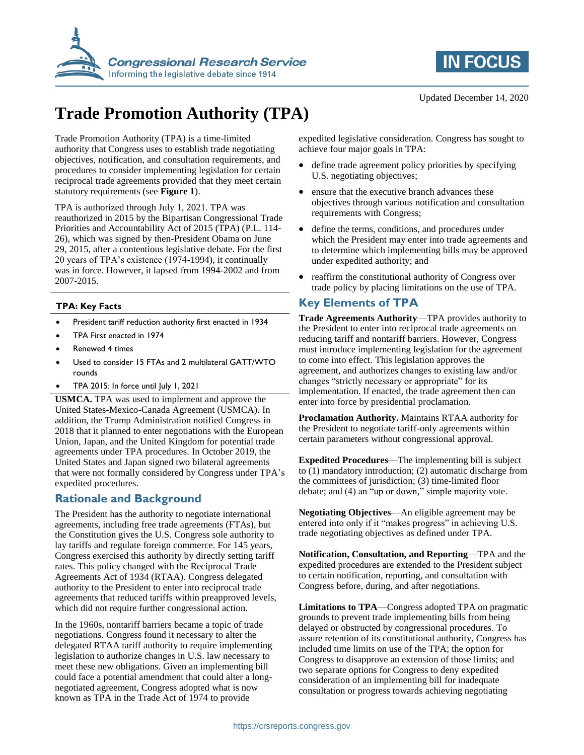Updated December 14, 2020

# Trade Promotion Authority (TPA)

Trade Promotion Authority (TPA) is a time-limited authority that Congress uses to establish trade negotiating objectives, notification, and consultation requirements, and procedures to consider implementing legislation for certain reciprocal trade agreements provided that they meet certain statutory requirements (see **Figure 1**).

TPA is authorized through July 1, 2021. TPA was reauthorized in 2015 by the Bipartisan Congressional Trade Priorities and Accountability Act of 2015 (TPA) (P.L. 114-26), which was signed by then-President Obama on June 29, 2015, after a contentious legislative debate. For the first 20 years of TPA's existence (1974-1994), it continually was in force. However, it lapsed from 1994-2002 and from 2007-2015.

**TPA: Key Facts**

- President tariff reduction authority first enacted in 1934
- TPA First enacted in 1974
- Renewed 4 times
- Used to consider 15 FTAs and 2 multilateral GATT/WTO rounds
- TPA 2015: In force until July 1, 2021

**USMCA.** TPA was used to implement and approve the United States-Mexico-Canada Agreement (USMCA). In addition, the Trump Administration notified Congress in 2018 that it planned to enter negotiations with the European Union, Japan, and the United Kingdom for potential trade agreements under TPA procedures. In October 2019, the United States and Japan signed two bilateral agreements that were not formally considered by Congress under TPA's expedited procedures.

## Rationale and Background

The President has the authority to negotiate international agreements, including free trade agreements (FTAs), but the Constitution gives the U.S. Congress sole authority to lay tariffs and regulate foreign commerce. For 145 years, Congress exercised this authority by directly setting tariff rates. This policy changed with the Reciprocal Trade Agreements Act of 1934 (RTAA). Congress delegated authority to the President to enter into reciprocal trade agreements that reduced tariffs within preapproved levels, which did not require further congressional action.

In the 1960s, nontariff barriers became a topic of trade negotiations. Congress found it necessary to alter the delegated RTAA tariff authority to require implementing legislation to authorize changes in U.S. law necessary to meet these new obligations. Given an implementing bill could face a potential amendment that could alter a long-negotiated agreement, Congress adopted what is now known as TPA in the Trade Act of 1974 to provide expedited legislative consideration. Congress has sought to achieve four major goals in TPA:

- define trade agreement policy priorities by specifying U.S. negotiating objectives;
- ensure that the executive branch advances these objectives through various notification and consultation requirements with Congress;
- define the terms, conditions, and procedures under which the President may enter into trade agreements and to determine which implementing bills may be approved under expedited authority; and
- reaffirm the constitutional authority of Congress over trade policy by placing limitations on the use of TPA.

## Key Elements of TPA

**Trade Agreements Authority**—TPA provides authority to the President to enter into reciprocal trade agreements on reducing tariff and nontariff barriers. However, Congress must introduce implementing legislation for the agreement to come into effect. This legislation approves the agreement, and authorizes changes to existing law and/or changes "strictly necessary or appropriate" for its implementation. If enacted, the trade agreement then can enter into force by presidential proclamation.

**Proclamation Authority.** Maintains RTAA authority for the President to negotiate tariff-only agreements within certain parameters without congressional approval.

**Expedited Procedures**—The implementing bill is subject to (1) mandatory introduction; (2) automatic discharge from the committees of jurisdiction; (3) time-limited floor debate; and (4) an "up or down," simple majority vote.

**Negotiating Objectives**—An eligible agreement may be entered into only if it "makes progress" in achieving U.S. trade negotiating objectives as defined under TPA.

**Notification, Consultation, and Reporting**—TPA and the expedited procedures are extended to the President subject to certain notification, reporting, and consultation with Congress before, during, and after negotiations.

**Limitations to TPA**—Congress adopted TPA on pragmatic grounds to prevent trade implementing bills from being delayed or obstructed by congressional procedures. To assure retention of its constitutional authority, Congress has included time limits on use of the TPA; the option for Congress to disapprove an extension of those limits; and two separate options for Congress to deny expedited consideration of an implementing bill for inadequate consultation or progress towards achieving negotiating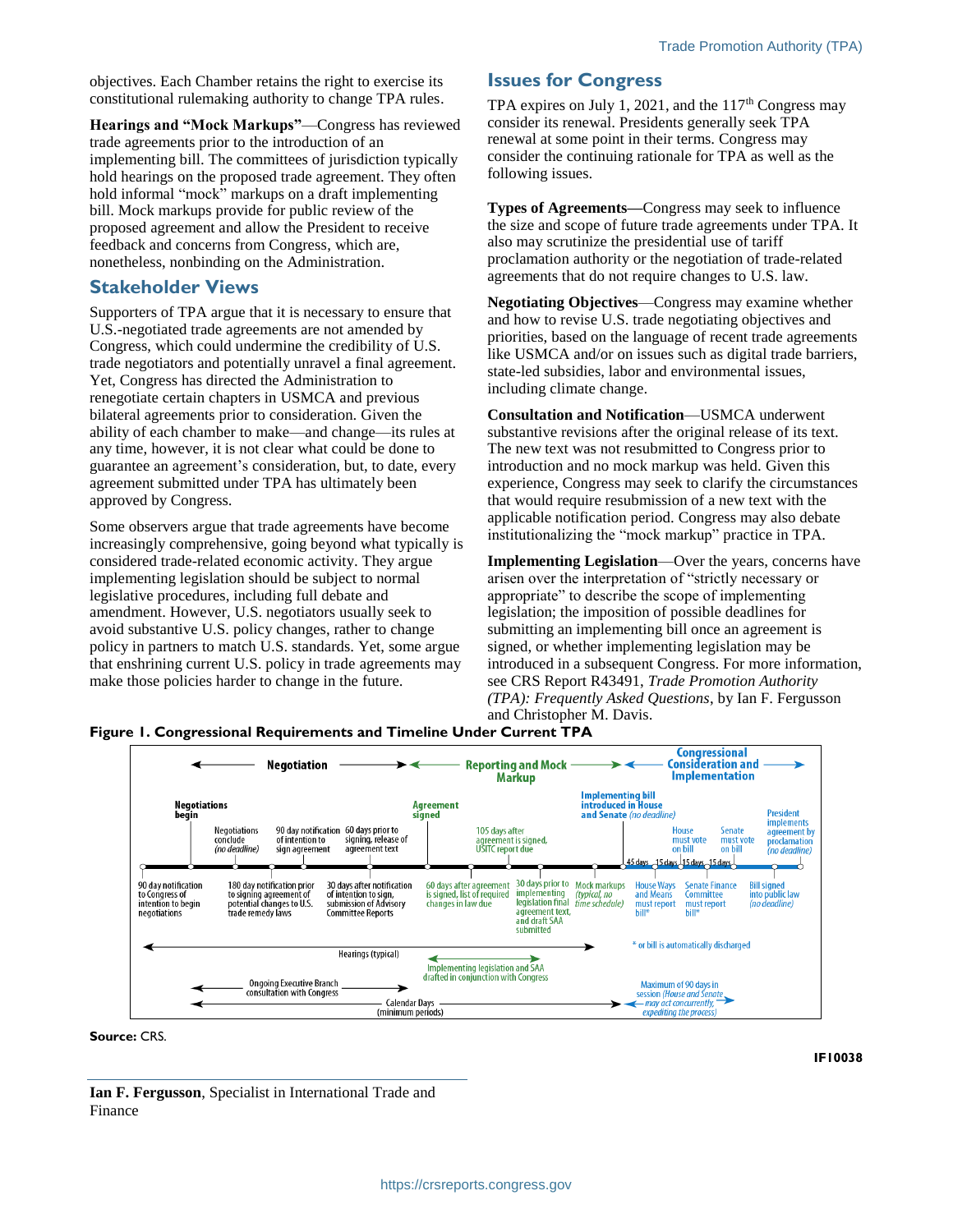objectives. Each Chamber retains the right to exercise its constitutional rulemaking authority to change TPA rules.

**Hearings and "Mock Markups"**—Congress has reviewed trade agreements prior to the introduction of an implementing bill. The committees of jurisdiction typically hold hearings on the proposed trade agreement. They often hold informal "mock" markups on a draft implementing bill. Mock markups provide for public review of the proposed agreement and allow the President to receive feedback and concerns from Congress, which are, nonetheless, nonbinding on the Administration.

## Stakeholder Views

Supporters of TPA argue that it is necessary to ensure that U.S.-negotiated trade agreements are not amended by Congress, which could undermine the credibility of U.S. trade negotiators and potentially unravel a final agreement. Yet, Congress has directed the Administration to renegotiate certain chapters in USMCA and previous bilateral agreements prior to consideration. Given the ability of each chamber to make—and change—its rules at any time, however, it is not clear what could be done to guarantee an agreement's consideration, but, to date, every agreement submitted under TPA has ultimately been approved by Congress.

Some observers argue that trade agreements have become increasingly comprehensive, going beyond what typically is considered trade-related economic activity. They argue implementing legislation should be subject to normal legislative procedures, including full debate and amendment. However, U.S. negotiators usually seek to avoid substantive U.S. policy changes, rather to change policy in partners to match U.S. standards. Yet, some argue that enshrining current U.S. policy in trade agreements may make those policies harder to change in the future.

## Issues for Congress

TPA expires on July 1, 2021, and the 117th Congress may consider its renewal. Presidents generally seek TPA renewal at some point in their terms. Congress may consider the continuing rationale for TPA as well as the following issues.

**Types of Agreements—**Congress may seek to influence the size and scope of future trade agreements under TPA. It also may scrutinize the presidential use of tariff proclamation authority or the negotiation of trade-related agreements that do not require changes to U.S. law.

**Negotiating Objectives**—Congress may examine whether and how to revise U.S. trade negotiating objectives and priorities, based on the language of recent trade agreements like USMCA and/or on issues such as digital trade barriers, state-led subsidies, labor and environmental issues, including climate change.

**Consultation and Notification**—USMCA underwent substantive revisions after the original release of its text. The new text was not resubmitted to Congress prior to introduction and no mock markup was held. Given this experience, Congress may seek to clarify the circumstances that would require resubmission of a new text with the applicable notification period. Congress may also debate institutionalizing the "mock markup" practice in TPA.

**Implementing Legislation**—Over the years, concerns have arisen over the interpretation of "strictly necessary or appropriate" to describe the scope of implementing legislation; the imposition of possible deadlines for submitting an implementing bill once an agreement is signed, or whether implementing legislation may be introduced in a subsequent Congress. For more information, see CRS Report R43491, *Trade Promotion Authority (TPA): Frequently Asked Questions*, by Ian F. Fergusson and Christopher M. Davis.

**Figure 1. Congressional Requirements and Timeline Under Current TPA**

Negotiation → ← Reporting and Mock Markup → ← Congressional Consideration and Implementation →

- **Negotiations begin** — 90 day notification to Congress of intention to begin negotiations
- Negotiations conclude *(no deadline)* — 180 day notification prior to signing agreement of potential changes to U.S. trade remedy laws
- 90 day notification of intention to sign agreement — 30 days after notification of intention to sign, submission of Advisory Committee Reports
- 60 days prior to signing, release of agreement text
- **Agreement signed** — 60 days after agreement is signed, list of required changes in law due
- 105 days after agreement is signed, USITC report due
- 30 days prior to implementing legislation final agreement text, and draft SAA submitted
- Mock markups *(typical, no time schedule)*
- **Implementing bill introduced in House and Senate** *(no deadline)*
- 45 days: House Ways and Means must report bill*
- 15 days: House must vote on bill
- 15 days: Senate Finance Committee must report bill*
- 15 days: Senate must vote on bill
- Bill signed into public law *(no deadline)*
- President implements agreement by proclamation *(no deadline)*

Hearings (typical)

Implementing legislation and SAA drafted in conjunction with Congress

Ongoing Executive Branch consultation with Congress

Calendar Days (minimum periods)

\* or bill is automatically discharged

Maximum of 90 days in session *(House and Senate may act concurrently, expediting the process)*

**Source:** CRS.

**Ian F. Fergusson**, Specialist in International Trade and Finance

IF10038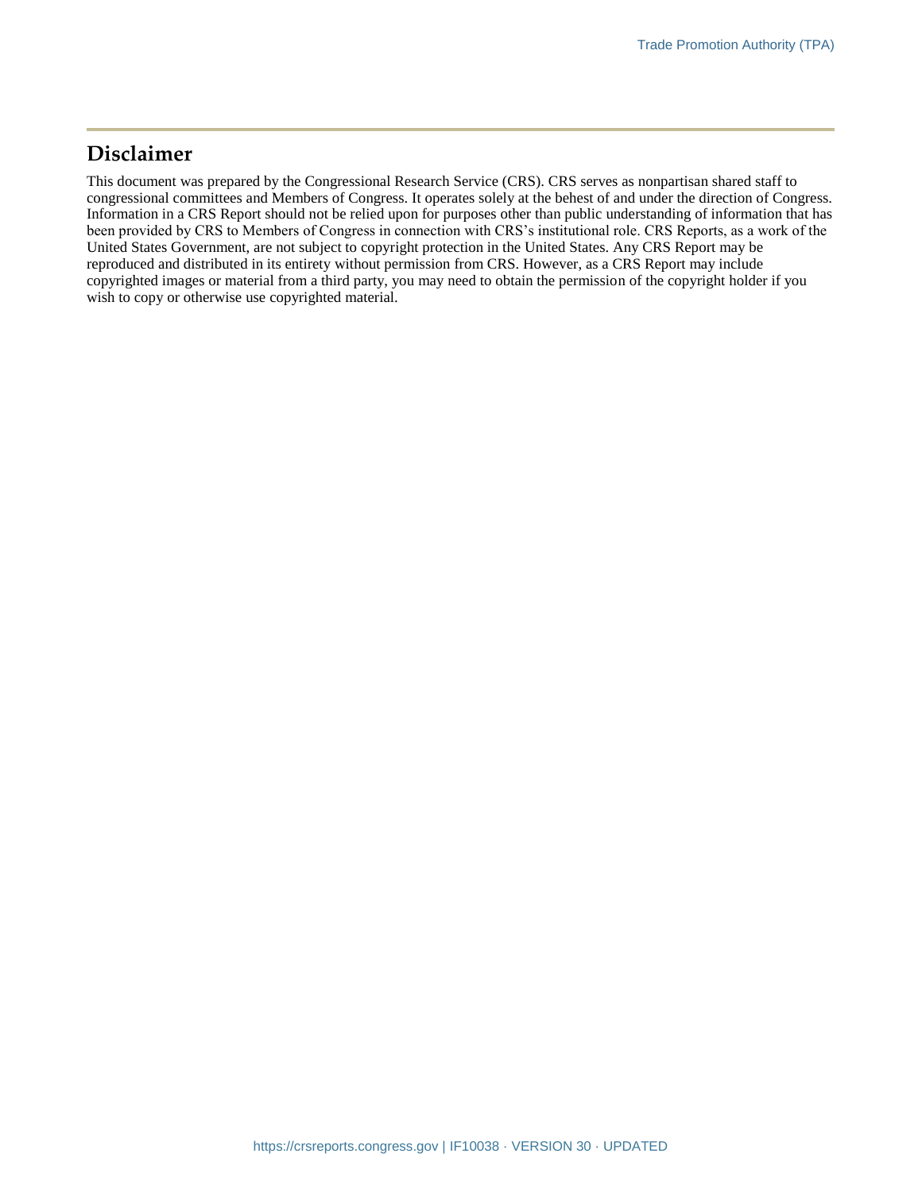## Disclaimer

This document was prepared by the Congressional Research Service (CRS). CRS serves as nonpartisan shared staff to congressional committees and Members of Congress. It operates solely at the behest of and under the direction of Congress. Information in a CRS Report should not be relied upon for purposes other than public understanding of information that has been provided by CRS to Members of Congress in connection with CRS's institutional role. CRS Reports, as a work of the United States Government, are not subject to copyright protection in the United States. Any CRS Report may be reproduced and distributed in its entirety without permission from CRS. However, as a CRS Report may include copyrighted images or material from a third party, you may need to obtain the permission of the copyright holder if you wish to copy or otherwise use copyrighted material.